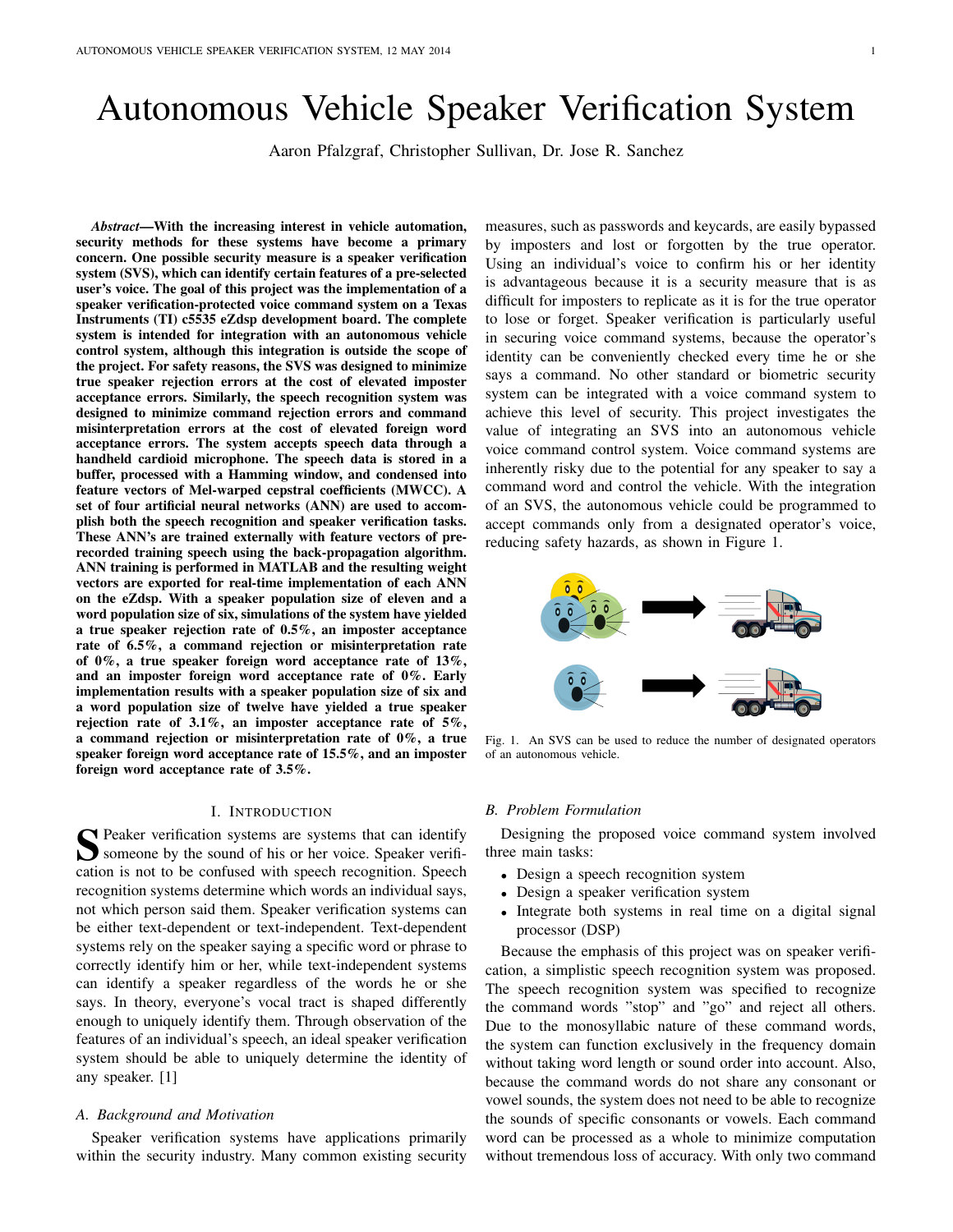# Autonomous Vehicle Speaker Verification System

Aaron Pfalzgraf, Christopher Sullivan, Dr. Jose R. Sanchez

***Abstract*—With the increasing interest in vehicle automation, security methods for these systems have become a primary concern. One possible security measure is a speaker verification system (SVS), which can identify certain features of a pre-selected user's voice. The goal of this project was the implementation of a speaker verification-protected voice command system on a Texas Instruments (TI) c5535 eZdsp development board. The complete system is intended for integration with an autonomous vehicle control system, although this integration is outside the scope of the project. For safety reasons, the SVS was designed to minimize true speaker rejection errors at the cost of elevated imposter acceptance errors. Similarly, the speech recognition system was designed to minimize command rejection errors and command misinterpretation errors at the cost of elevated foreign word acceptance errors. The system accepts speech data through a handheld cardioid microphone. The speech data is stored in a buffer, processed with a Hamming window, and condensed into feature vectors of Mel-warped cepstral coefficients (MWCC). A set of four artificial neural networks (ANN) are used to accomplish both the speech recognition and speaker verification tasks. These ANN's are trained externally with feature vectors of pre-recorded training speech using the back-propagation algorithm. ANN training is performed in MATLAB and the resulting weight vectors are exported for real-time implementation of each ANN on the eZdsp. With a speaker population size of eleven and a word population size of six, simulations of the system have yielded a true speaker rejection rate of 0.5%, an imposter acceptance rate of 6.5%, a command rejection or misinterpretation rate of 0%, a true speaker foreign word acceptance rate of 13%, and an imposter foreign word acceptance rate of 0%. Early implementation results with a speaker population size of six and a word population size of twelve have yielded a true speaker rejection rate of 3.1%, an imposter acceptance rate of 5%, a command rejection or misinterpretation rate of 0%, a true speaker foreign word acceptance rate of 15.5%, and an imposter foreign word acceptance rate of 3.5%.**

## I. Introduction

Speaker verification systems are systems that can identify someone by the sound of his or her voice. Speaker verification is not to be confused with speech recognition. Speech recognition systems determine which words an individual says, not which person said them. Speaker verification systems can be either text-dependent or text-independent. Text-dependent systems rely on the speaker saying a specific word or phrase to correctly identify him or her, while text-independent systems can identify a speaker regardless of the words he or she says. In theory, everyone's vocal tract is shaped differently enough to uniquely identify them. Through observation of the features of an individual's speech, an ideal speaker verification system should be able to uniquely determine the identity of any speaker. [1]

### *A. Background and Motivation*

Speaker verification systems have applications primarily within the security industry. Many common existing security measures, such as passwords and keycards, are easily bypassed by imposters and lost or forgotten by the true operator. Using an individual's voice to confirm his or her identity is advantageous because it is a security measure that is as difficult for imposters to replicate as it is for the true operator to lose or forget. Speaker verification is particularly useful in securing voice command systems, because the operator's identity can be conveniently checked every time he or she says a command. No other standard or biometric security system can be integrated with a voice command system to achieve this level of security. This project investigates the value of integrating an SVS into an autonomous vehicle voice command control system. Voice command systems are inherently risky due to the potential for any speaker to say a command word and control the vehicle. With the integration of an SVS, the autonomous vehicle could be programmed to accept commands only from a designated operator's voice, reducing safety hazards, as shown in Figure 1.

Fig. 1. An SVS can be used to reduce the number of designated operators of an autonomous vehicle.

### *B. Problem Formulation*

Designing the proposed voice command system involved three main tasks:

- Design a speech recognition system
- Design a speaker verification system
- Integrate both systems in real time on a digital signal processor (DSP)

Because the emphasis of this project was on speaker verification, a simplistic speech recognition system was proposed. The speech recognition system was specified to recognize the command words "stop" and "go" and reject all others. Due to the monosyllabic nature of these command words, the system can function exclusively in the frequency domain without taking word length or sound order into account. Also, because the command words do not share any consonant or vowel sounds, the system does not need to be able to recognize the sounds of specific consonants or vowels. Each command word can be processed as a whole to minimize computation without tremendous loss of accuracy. With only two command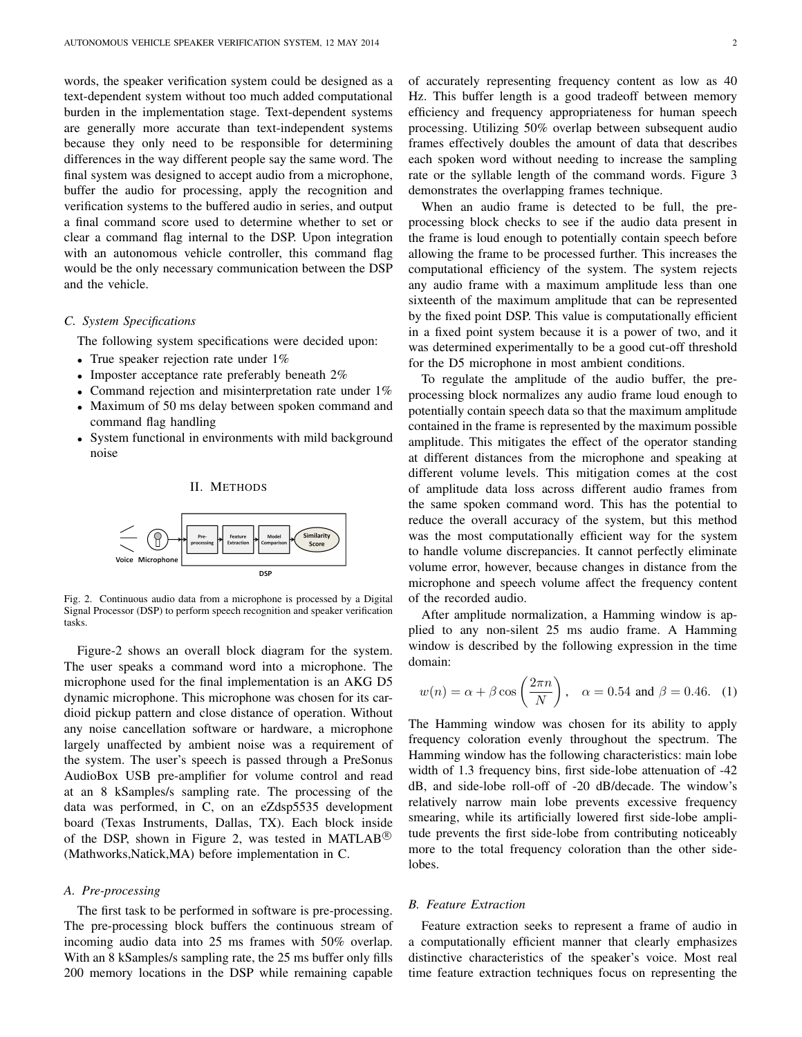words, the speaker verification system could be designed as a text-dependent system without too much added computational burden in the implementation stage. Text-dependent systems are generally more accurate than text-independent systems because they only need to be responsible for determining differences in the way different people say the same word. The final system was designed to accept audio from a microphone, buffer the audio for processing, apply the recognition and verification systems to the buffered audio in series, and output a final command score used to determine whether to set or clear a command flag internal to the DSP. Upon integration with an autonomous vehicle controller, this command flag would be the only necessary communication between the DSP and the vehicle.

### C. System Specifications

The following system specifications were decided upon:

- True speaker rejection rate under 1%
- Imposter acceptance rate preferably beneath 2%
- Command rejection and misinterpretation rate under 1%
- Maximum of 50 ms delay between spoken command and command flag handling
- System functional in environments with mild background noise

## II. Methods

Fig. 2. Continuous audio data from a microphone is processed by a Digital Signal Processor (DSP) to perform speech recognition and speaker verification tasks.

Figure-2 shows an overall block diagram for the system. The user speaks a command word into a microphone. The microphone used for the final implementation is an AKG D5 dynamic microphone. This microphone was chosen for its cardioid pickup pattern and close distance of operation. Without any noise cancellation software or hardware, a microphone largely unaffected by ambient noise was a requirement of the system. The user's speech is passed through a PreSonus AudioBox USB pre-amplifier for volume control and read at an 8 kSamples/s sampling rate. The processing of the data was performed, in C, on an eZdsp5535 development board (Texas Instruments, Dallas, TX). Each block inside of the DSP, shown in Figure 2, was tested in MATLAB® (Mathworks,Natick,MA) before implementation in C.

### A. Pre-processing

The first task to be performed in software is pre-processing. The pre-processing block buffers the continuous stream of incoming audio data into 25 ms frames with 50% overlap. With an 8 kSamples/s sampling rate, the 25 ms buffer only fills 200 memory locations in the DSP while remaining capable of accurately representing frequency content as low as 40 Hz. This buffer length is a good tradeoff between memory efficiency and frequency appropriateness for human speech processing. Utilizing 50% overlap between subsequent audio frames effectively doubles the amount of data that describes each spoken word without needing to increase the sampling rate or the syllable length of the command words. Figure 3 demonstrates the overlapping frames technique.

When an audio frame is detected to be full, the pre-processing block checks to see if the audio data present in the frame is loud enough to potentially contain speech before allowing the frame to be processed further. This increases the computational efficiency of the system. The system rejects any audio frame with a maximum amplitude less than one sixteenth of the maximum amplitude that can be represented by the fixed point DSP. This value is computationally efficient in a fixed point system because it is a power of two, and it was determined experimentally to be a good cut-off threshold for the D5 microphone in most ambient conditions.

To regulate the amplitude of the audio buffer, the pre-processing block normalizes any audio frame loud enough to potentially contain speech data so that the maximum amplitude contained in the frame is represented by the maximum possible amplitude. This mitigates the effect of the operator standing at different distances from the microphone and speaking at different volume levels. This mitigation comes at the cost of amplitude data loss across different audio frames from the same spoken command word. This has the potential to reduce the overall accuracy of the system, but this method was the most computationally efficient way for the system to handle volume discrepancies. It cannot perfectly eliminate volume error, however, because changes in distance from the microphone and speech volume affect the frequency content of the recorded audio.

After amplitude normalization, a Hamming window is applied to any non-silent 25 ms audio frame. A Hamming window is described by the following expression in the time domain:

$$w(n) = \alpha + \beta \cos\left(\frac{2\pi n}{N}\right), \quad \alpha = 0.54 \text{ and } \beta = 0.46. \quad (1)$$

The Hamming window was chosen for its ability to apply frequency coloration evenly throughout the spectrum. The Hamming window has the following characteristics: main lobe width of 1.3 frequency bins, first side-lobe attenuation of -42 dB, and side-lobe roll-off of -20 dB/decade. The window's relatively narrow main lobe prevents excessive frequency smearing, while its artificially lowered first side-lobe amplitude prevents the first side-lobe from contributing noticeably more to the total frequency coloration than the other side-lobes.

### B. Feature Extraction

Feature extraction seeks to represent a frame of audio in a computationally efficient manner that clearly emphasizes distinctive characteristics of the speaker's voice. Most real time feature extraction techniques focus on representing the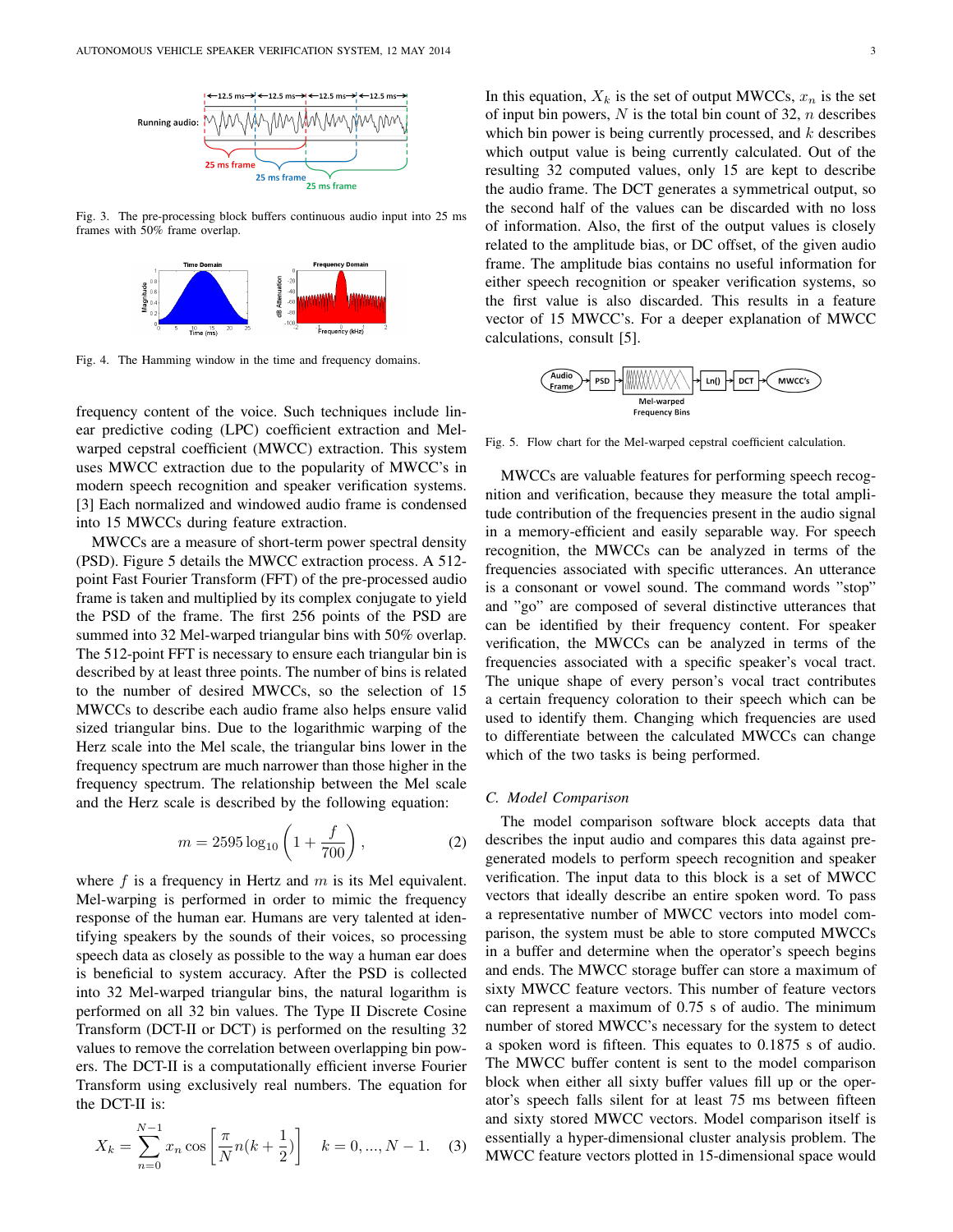Fig. 3. The pre-processing block buffers continuous audio input into 25 ms frames with 50% frame overlap.

Fig. 4. The Hamming window in the time and frequency domains.

frequency content of the voice. Such techniques include linear predictive coding (LPC) coefficient extraction and Mel-warped cepstral coefficient (MWCC) extraction. This system uses MWCC extraction due to the popularity of MWCC's in modern speech recognition and speaker verification systems. [3] Each normalized and windowed audio frame is condensed into 15 MWCCs during feature extraction.

MWCCs are a measure of short-term power spectral density (PSD). Figure 5 details the MWCC extraction process. A 512-point Fast Fourier Transform (FFT) of the pre-processed audio frame is taken and multiplied by its complex conjugate to yield the PSD of the frame. The first 256 points of the PSD are summed into 32 Mel-warped triangular bins with 50% overlap. The 512-point FFT is necessary to ensure each triangular bin is described by at least three points. The number of bins is related to the number of desired MWCCs, so the selection of 15 MWCCs to describe each audio frame also helps ensure valid sized triangular bins. Due to the logarithmic warping of the Herz scale into the Mel scale, the triangular bins lower in the frequency spectrum are much narrower than those higher in the frequency spectrum. The relationship between the Mel scale and the Herz scale is described by the following equation:

$$m = 2595 \log_{10}\left(1 + \frac{f}{700}\right), \quad (2)$$

where $f$ is a frequency in Hertz and $m$ is its Mel equivalent. Mel-warping is performed in order to mimic the frequency response of the human ear. Humans are very talented at identifying speakers by the sounds of their voices, so processing speech data as closely as possible to the way a human ear does is beneficial to system accuracy. After the PSD is collected into 32 Mel-warped triangular bins, the natural logarithm is performed on all 32 bin values. The Type II Discrete Cosine Transform (DCT-II or DCT) is performed on the resulting 32 values to remove the correlation between overlapping bin powers. The DCT-II is a computationally efficient inverse Fourier Transform using exclusively real numbers. The equation for the DCT-II is:

$$X_k = \sum_{n=0}^{N-1} x_n \cos\left[\frac{\pi}{N} n (k + \frac{1}{2})\right] \quad k = 0, ..., N-1. \quad (3)$$

In this equation, $X_k$ is the set of output MWCCs, $x_n$ is the set of input bin powers, $N$ is the total bin count of 32, $n$ describes which bin power is being currently processed, and $k$ describes which output value is being currently calculated. Out of the resulting 32 computed values, only 15 are kept to describe the audio frame. The DCT generates a symmetrical output, so the second half of the values can be discarded with no loss of information. Also, the first of the output values is closely related to the amplitude bias, or DC offset, of the given audio frame. The amplitude bias contains no useful information for either speech recognition or speaker verification systems, so the first value is also discarded. This results in a feature vector of 15 MWCC's. For a deeper explanation of MWCC calculations, consult [5].

Fig. 5. Flow chart for the Mel-warped cepstral coefficient calculation.

MWCCs are valuable features for performing speech recognition and verification, because they measure the total amplitude contribution of the frequencies present in the audio signal in a memory-efficient and easily separable way. For speech recognition, the MWCCs can be analyzed in terms of the frequencies associated with specific utterances. An utterance is a consonant or vowel sound. The command words "stop" and "go" are composed of several distinctive utterances that can be identified by their frequency content. For speaker verification, the MWCCs can be analyzed in terms of the frequencies associated with a specific speaker's vocal tract. The unique shape of every person's vocal tract contributes a certain frequency coloration to their speech which can be used to identify them. Changing which frequencies are used to differentiate between the calculated MWCCs can change which of the two tasks is being performed.

### C. Model Comparison

The model comparison software block accepts data that describes the input audio and compares this data against pre-generated models to perform speech recognition and speaker verification. The input data to this block is a set of MWCC vectors that ideally describe an entire spoken word. To pass a representative number of MWCC vectors into model comparison, the system must be able to store computed MWCCs in a buffer and determine when the operator's speech begins and ends. The MWCC storage buffer can store a maximum of sixty MWCC feature vectors. This number of feature vectors can represent a maximum of 0.75 s of audio. The minimum number of stored MWCC's necessary for the system to detect a spoken word is fifteen. This equates to 0.1875 s of audio. The MWCC buffer content is sent to the model comparison block when either all sixty buffer values fill up or the operator's speech falls silent for at least 75 ms between fifteen and sixty stored MWCC vectors. Model comparison itself is essentially a hyper-dimensional cluster analysis problem. The MWCC feature vectors plotted in 15-dimensional space would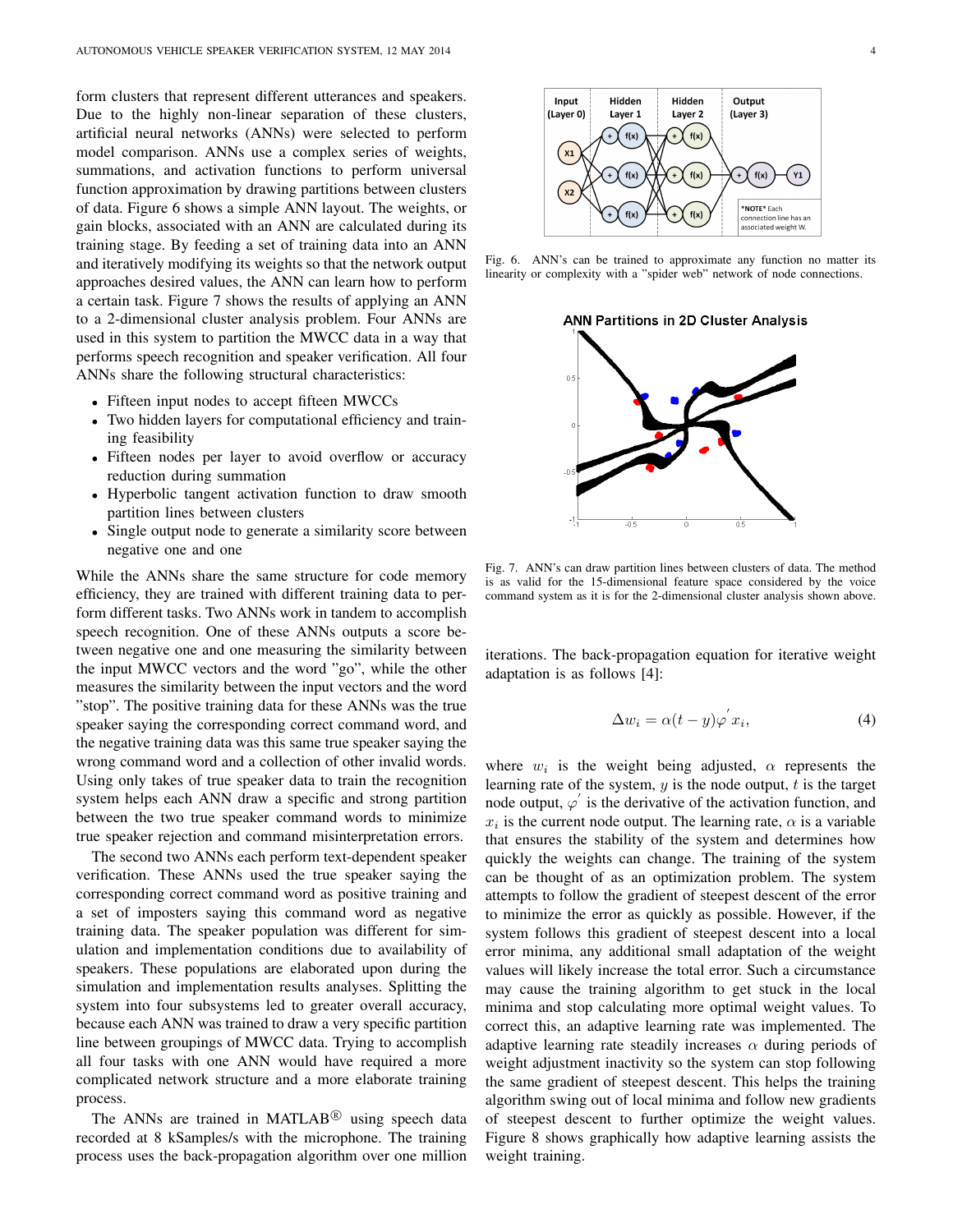form clusters that represent different utterances and speakers. Due to the highly non-linear separation of these clusters, artificial neural networks (ANNs) were selected to perform model comparison. ANNs use a complex series of weights, summations, and activation functions to perform universal function approximation by drawing partitions between clusters of data. Figure 6 shows a simple ANN layout. The weights, or gain blocks, associated with an ANN are calculated during its training stage. By feeding a set of training data into an ANN and iteratively modifying its weights so that the network output approaches desired values, the ANN can learn how to perform a certain task. Figure 7 shows the results of applying an ANN to a 2-dimensional cluster analysis problem. Four ANNs are used in this system to partition the MWCC data in a way that performs speech recognition and speaker verification. All four ANNs share the following structural characteristics:

- Fifteen input nodes to accept fifteen MWCCs
- Two hidden layers for computational efficiency and training feasibility
- Fifteen nodes per layer to avoid overflow or accuracy reduction during summation
- Hyperbolic tangent activation function to draw smooth partition lines between clusters
- Single output node to generate a similarity score between negative one and one

While the ANNs share the same structure for code memory efficiency, they are trained with different training data to perform different tasks. Two ANNs work in tandem to accomplish speech recognition. One of these ANNs outputs a score between negative one and one measuring the similarity between the input MWCC vectors and the word "go", while the other measures the similarity between the input vectors and the word "stop". The positive training data for these ANNs was the true speaker saying the corresponding correct command word, and the negative training data was this same true speaker saying the wrong command word and a collection of other invalid words. Using only takes of true speaker data to train the recognition system helps each ANN draw a specific and strong partition between the two true speaker command words to minimize true speaker rejection and command misinterpretation errors.

The second two ANNs each perform text-dependent speaker verification. These ANNs used the true speaker saying the corresponding correct command word as positive training and a set of imposters saying this command word as negative training data. The speaker population was different for simulation and implementation conditions due to availability of speakers. These populations are elaborated upon during the simulation and implementation results analyses. Splitting the system into four subsystems led to greater overall accuracy, because each ANN was trained to draw a very specific partition line between groupings of MWCC data. Trying to accomplish all four tasks with one ANN would have required a more complicated network structure and a more elaborate training process.

The ANNs are trained in MATLAB® using speech data recorded at 8 kSamples/s with the microphone. The training process uses the back-propagation algorithm over one million iterations. The back-propagation equation for iterative weight adaptation is as follows [4]:

$$\Delta w_i = \alpha(t - y)\varphi' x_i, \tag{4}$$

where $w_i$ is the weight being adjusted, $\alpha$ represents the learning rate of the system, $y$ is the node output, $t$ is the target node output, $\varphi'$ is the derivative of the activation function, and $x_i$ is the current node output. The learning rate, $\alpha$ is a variable that ensures the stability of the system and determines how quickly the weights can change. The training of the system can be thought of as an optimization problem. The system attempts to follow the gradient of steepest descent of the error to minimize the error as quickly as possible. However, if the system follows this gradient of steepest descent into a local error minima, any additional small adaptation of the weight values will likely increase the total error. Such a circumstance may cause the training algorithm to get stuck in the local minima and stop calculating more optimal weight values. To correct this, an adaptive learning rate was implemented. The adaptive learning rate steadily increases $\alpha$ during periods of weight adjustment inactivity so the system can stop following the same gradient of steepest descent. This helps the training algorithm swing out of local minima and follow new gradients of steepest descent to further optimize the weight values. Figure 8 shows graphically how adaptive learning assists the weight training.

Fig. 6. ANN's can be trained to approximate any function no matter its linearity or complexity with a "spider web" network of node connections.

Fig. 7. ANN's can draw partition lines between clusters of data. The method is as valid for the 15-dimensional feature space considered by the voice command system as it is for the 2-dimensional cluster analysis shown above.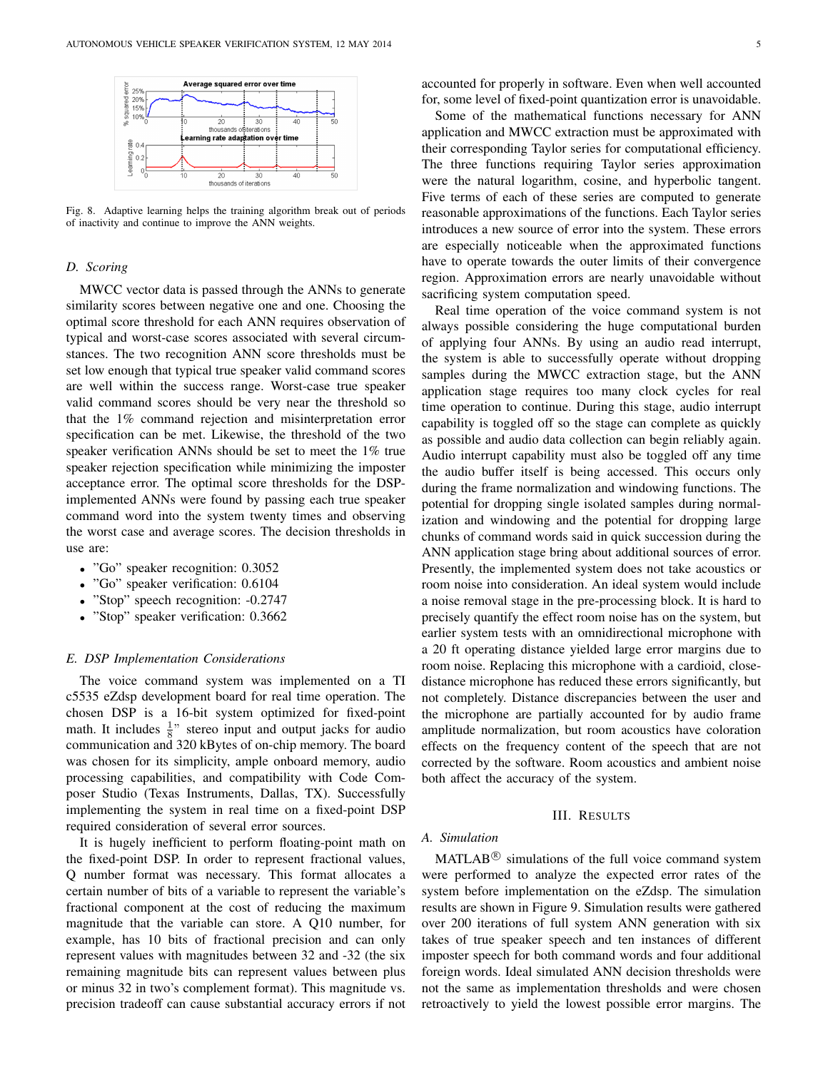Fig. 8. Adaptive learning helps the training algorithm break out of periods of inactivity and continue to improve the ANN weights.

### D. Scoring

MWCC vector data is passed through the ANNs to generate similarity scores between negative one and one. Choosing the optimal score threshold for each ANN requires observation of typical and worst-case scores associated with several circumstances. The two recognition ANN score thresholds must be set low enough that typical true speaker valid command scores are well within the success range. Worst-case true speaker valid command scores should be very near the threshold so that the 1% command rejection and misinterpretation error specification can be met. Likewise, the threshold of the two speaker verification ANNs should be set to meet the 1% true speaker rejection specification while minimizing the imposter acceptance error. The optimal score thresholds for the DSP-implemented ANNs were found by passing each true speaker command word into the system twenty times and observing the worst case and average scores. The decision thresholds in use are:

- "Go" speaker recognition: 0.3052
- "Go" speaker verification: 0.6104
- "Stop" speech recognition: -0.2747
- "Stop" speaker verification: 0.3662

### E. DSP Implementation Considerations

The voice command system was implemented on a TI c5535 eZdsp development board for real time operation. The chosen DSP is a 16-bit system optimized for fixed-point math. It includes $\frac{1}{8}$" stereo input and output jacks for audio communication and 320 kBytes of on-chip memory. The board was chosen for its simplicity, ample onboard memory, audio processing capabilities, and compatibility with Code Composer Studio (Texas Instruments, Dallas, TX). Successfully implementing the system in real time on a fixed-point DSP required consideration of several error sources.

It is hugely inefficient to perform floating-point math on the fixed-point DSP. In order to represent fractional values, Q number format was necessary. This format allocates a certain number of bits of a variable to represent the variable's fractional component at the cost of reducing the maximum magnitude that the variable can store. A Q10 number, for example, has 10 bits of fractional precision and can only represent values with magnitudes between 32 and -32 (the six remaining magnitude bits can represent values between plus or minus 32 in two's complement format). This magnitude vs. precision tradeoff can cause substantial accuracy errors if not accounted for properly in software. Even when well accounted for, some level of fixed-point quantization error is unavoidable.

Some of the mathematical functions necessary for ANN application and MWCC extraction must be approximated with their corresponding Taylor series for computational efficiency. The three functions requiring Taylor series approximation were the natural logarithm, cosine, and hyperbolic tangent. Five terms of each of these series are computed to generate reasonable approximations of the functions. Each Taylor series introduces a new source of error into the system. These errors are especially noticeable when the approximated functions have to operate towards the outer limits of their convergence region. Approximation errors are nearly unavoidable without sacrificing system computation speed.

Real time operation of the voice command system is not always possible considering the huge computational burden of applying four ANNs. By using an audio read interrupt, the system is able to successfully operate without dropping samples during the MWCC extraction stage, but the ANN application stage requires too many clock cycles for real time operation to continue. During this stage, audio interrupt capability is toggled off so the stage can complete as quickly as possible and audio data collection can begin reliably again. Audio interrupt capability must also be toggled off any time the audio buffer itself is being accessed. This occurs only during the frame normalization and windowing functions. The potential for dropping single isolated samples during normalization and windowing and the potential for dropping large chunks of command words said in quick succession during the ANN application stage bring about additional sources of error. Presently, the implemented system does not take acoustics or room noise into consideration. An ideal system would include a noise removal stage in the pre-processing block. It is hard to precisely quantify the effect room noise has on the system, but earlier system tests with an omnidirectional microphone with a 20 ft operating distance yielded large error margins due to room noise. Replacing this microphone with a cardioid, close-distance microphone has reduced these errors significantly, but not completely. Distance discrepancies between the user and the microphone are partially accounted for by audio frame amplitude normalization, but room acoustics have coloration effects on the frequency content of the speech that are not corrected by the software. Room acoustics and ambient noise both affect the accuracy of the system.

## III. Results

### A. Simulation

MATLAB® simulations of the full voice command system were performed to analyze the expected error rates of the system before implementation on the eZdsp. The simulation results are shown in Figure 9. Simulation results were gathered over 200 iterations of full system ANN generation with six takes of true speaker speech and ten instances of different imposter speech for both command words and four additional foreign words. Ideal simulated ANN decision thresholds were not the same as implementation thresholds and were chosen retroactively to yield the lowest possible error margins. The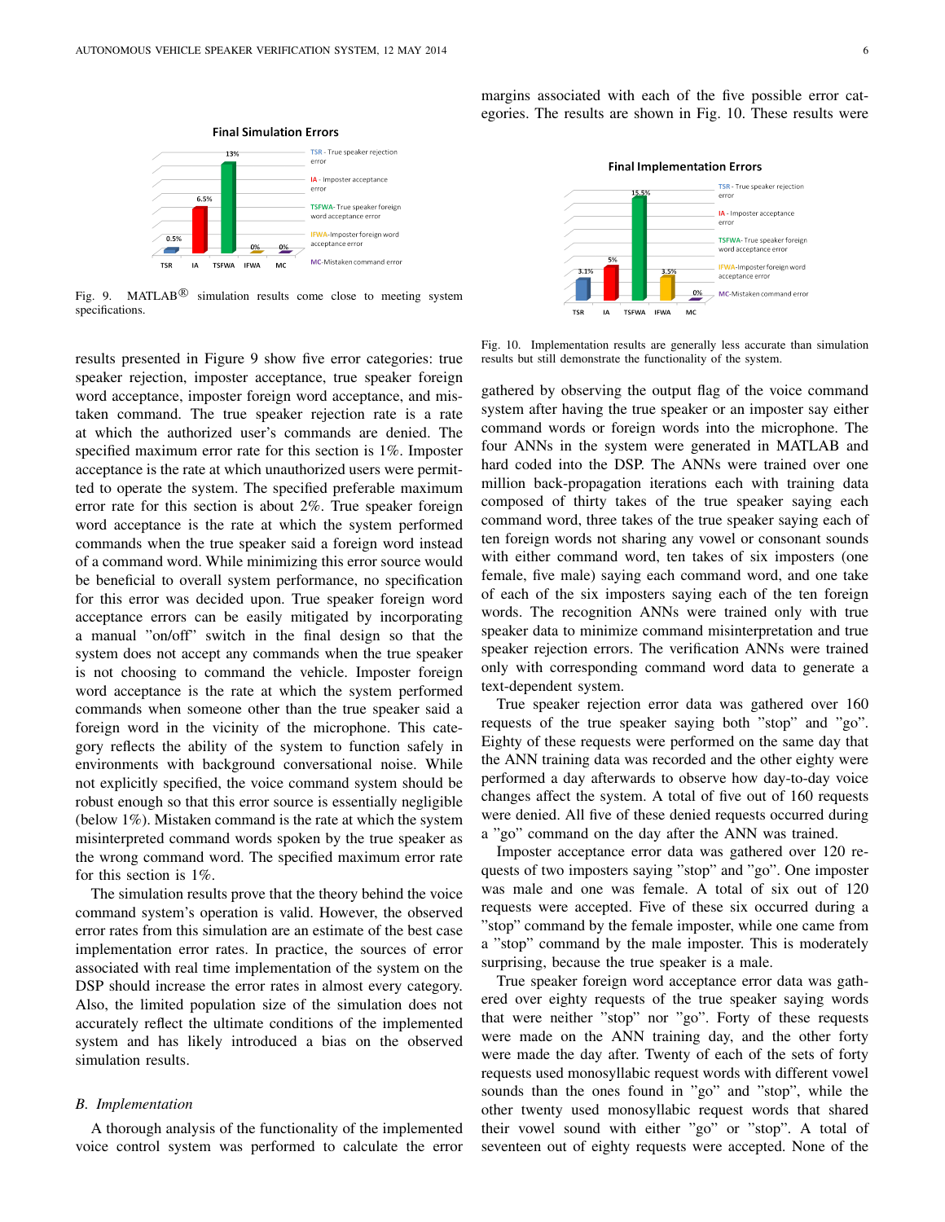Fig. 9. MATLAB® simulation results come close to meeting system specifications.

results presented in Figure 9 show five error categories: true speaker rejection, imposter acceptance, true speaker foreign word acceptance, imposter foreign word acceptance, and mistaken command. The true speaker rejection rate is a rate at which the authorized user's commands are denied. The specified maximum error rate for this section is 1%. Imposter acceptance is the rate at which unauthorized users were permitted to operate the system. The specified preferable maximum error rate for this section is about 2%. True speaker foreign word acceptance is the rate at which the system performed commands when the true speaker said a foreign word instead of a command word. While minimizing this error source would be beneficial to overall system performance, no specification for this error was decided upon. True speaker foreign word acceptance errors can be easily mitigated by incorporating a manual "on/off" switch in the final design so that the system does not accept any commands when the true speaker is not choosing to command the vehicle. Imposter foreign word acceptance is the rate at which the system performed commands when someone other than the true speaker said a foreign word in the vicinity of the microphone. This category reflects the ability of the system to function safely in environments with background conversational noise. While not explicitly specified, the voice command system should be robust enough so that this error source is essentially negligible (below 1%). Mistaken command is the rate at which the system misinterpreted command words spoken by the true speaker as the wrong command word. The specified maximum error rate for this section is 1%.

The simulation results prove that the theory behind the voice command system's operation is valid. However, the observed error rates from this simulation are an estimate of the best case implementation error rates. In practice, the sources of error associated with real time implementation of the system on the DSP should increase the error rates in almost every category. Also, the limited population size of the simulation does not accurately reflect the ultimate conditions of the implemented system and has likely introduced a bias on the observed simulation results.

### *B. Implementation*

A thorough analysis of the functionality of the implemented voice control system was performed to calculate the error margins associated with each of the five possible error categories. The results are shown in Fig. 10. These results were

Fig. 10. Implementation results are generally less accurate than simulation results but still demonstrate the functionality of the system.

gathered by observing the output flag of the voice command system after having the true speaker or an imposter say either command words or foreign words into the microphone. The four ANNs in the system were generated in MATLAB and hard coded into the DSP. The ANNs were trained over one million back-propagation iterations each with training data composed of thirty takes of the true speaker saying each command word, three takes of the true speaker saying each of ten foreign words not sharing any vowel or consonant sounds with either command word, ten takes of six imposters (one female, five male) saying each command word, and one take of each of the six imposters saying each of the ten foreign words. The recognition ANNs were trained only with true speaker data to minimize command misinterpretation and true speaker rejection errors. The verification ANNs were trained only with corresponding command word data to generate a text-dependent system.

True speaker rejection error data was gathered over 160 requests of the true speaker saying both "stop" and "go". Eighty of these requests were performed on the same day that the ANN training data was recorded and the other eighty were performed a day afterwards to observe how day-to-day voice changes affect the system. A total of five out of 160 requests were denied. All five of these denied requests occurred during a "go" command on the day after the ANN was trained.

Imposter acceptance error data was gathered over 120 requests of two imposters saying "stop" and "go". One imposter was male and one was female. A total of six out of 120 requests were accepted. Five of these six occurred during a "stop" command by the female imposter, while one came from a "stop" command by the male imposter. This is moderately surprising, because the true speaker is a male.

True speaker foreign word acceptance error data was gathered over eighty requests of the true speaker saying words that were neither "stop" nor "go". Forty of these requests were made on the ANN training day, and the other forty were made the day after. Twenty of each of the sets of forty requests used monosyllabic request words with different vowel sounds than the ones found in "go" and "stop", while the other twenty used monosyllabic request words that shared their vowel sound with either "go" or "stop". A total of seventeen out of eighty requests were accepted. None of the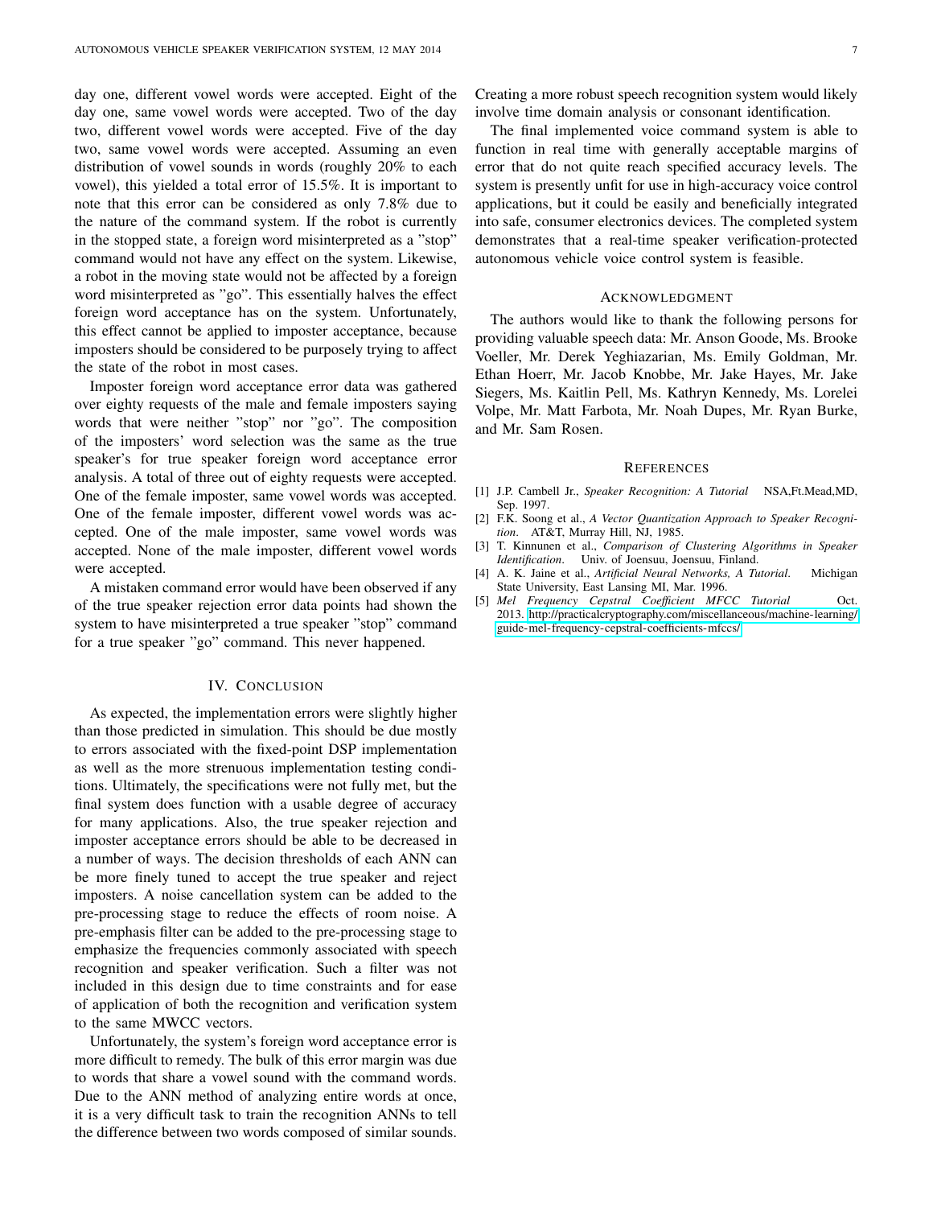day one, different vowel words were accepted. Eight of the day one, same vowel words were accepted. Two of the day two, different vowel words were accepted. Five of the day two, same vowel words were accepted. Assuming an even distribution of vowel sounds in words (roughly 20% to each vowel), this yielded a total error of 15.5%. It is important to note that this error can be considered as only 7.8% due to the nature of the command system. If the robot is currently in the stopped state, a foreign word misinterpreted as a "stop" command would not have any effect on the system. Likewise, a robot in the moving state would not be affected by a foreign word misinterpreted as "go". This essentially halves the effect foreign word acceptance has on the system. Unfortunately, this effect cannot be applied to imposter acceptance, because imposters should be considered to be purposely trying to affect the state of the robot in most cases.

Imposter foreign word acceptance error data was gathered over eighty requests of the male and female imposters saying words that were neither "stop" nor "go". The composition of the imposters' word selection was the same as the true speaker's for true speaker foreign word acceptance error analysis. A total of three out of eighty requests were accepted. One of the female imposter, same vowel words was accepted. One of the female imposter, different vowel words was accepted. One of the male imposter, same vowel words was accepted. None of the male imposter, different vowel words were accepted.

A mistaken command error would have been observed if any of the true speaker rejection error data points had shown the system to have misinterpreted a true speaker "stop" command for a true speaker "go" command. This never happened.

## IV. Conclusion

As expected, the implementation errors were slightly higher than those predicted in simulation. This should be due mostly to errors associated with the fixed-point DSP implementation as well as the more strenuous implementation testing conditions. Ultimately, the specifications were not fully met, but the final system does function with a usable degree of accuracy for many applications. Also, the true speaker rejection and imposter acceptance errors should be able to be decreased in a number of ways. The decision thresholds of each ANN can be more finely tuned to accept the true speaker and reject imposters. A noise cancellation system can be added to the pre-processing stage to reduce the effects of room noise. A pre-emphasis filter can be added to the pre-processing stage to emphasize the frequencies commonly associated with speech recognition and speaker verification. Such a filter was not included in this design due to time constraints and for ease of application of both the recognition and verification system to the same MWCC vectors.

Unfortunately, the system's foreign word acceptance error is more difficult to remedy. The bulk of this error margin was due to words that share a vowel sound with the command words. Due to the ANN method of analyzing entire words at once, it is a very difficult task to train the recognition ANNs to tell the difference between two words composed of similar sounds. Creating a more robust speech recognition system would likely involve time domain analysis or consonant identification.

The final implemented voice command system is able to function in real time with generally acceptable margins of error that do not quite reach specified accuracy levels. The system is presently unfit for use in high-accuracy voice control applications, but it could be easily and beneficially integrated into safe, consumer electronics devices. The completed system demonstrates that a real-time speaker verification-protected autonomous vehicle voice control system is feasible.

## Acknowledgment

The authors would like to thank the following persons for providing valuable speech data: Mr. Anson Goode, Ms. Brooke Voeller, Mr. Derek Yeghiazarian, Ms. Emily Goldman, Mr. Ethan Hoerr, Mr. Jacob Knobbe, Mr. Jake Hayes, Mr. Jake Siegers, Ms. Kaitlin Pell, Ms. Kathryn Kennedy, Ms. Lorelei Volpe, Mr. Matt Farbota, Mr. Noah Dupes, Mr. Ryan Burke, and Mr. Sam Rosen.

## References

[1] J.P. Cambell Jr., *Speaker Recognition: A Tutorial* NSA,Ft.Mead,MD, Sep. 1997.

[2] F.K. Soong et al., *A Vector Quantization Approach to Speaker Recognition*. AT&T, Murray Hill, NJ, 1985.

[3] T. Kinnunen et al., *Comparison of Clustering Algorithms in Speaker Identification*. Univ. of Joensuu, Joensuu, Finland.

[4] A. K. Jaine et al., *Artificial Neural Networks, A Tutorial*. Michigan State University, East Lansing MI, Mar. 1996.

[5] *Mel Frequency Cepstral Coefficient MFCC Tutorial* Oct. 2013. http://practicalcryptography.com/miscellaneous/machine-learning/guide-mel-frequency-cepstral-coefficients-mfccs/